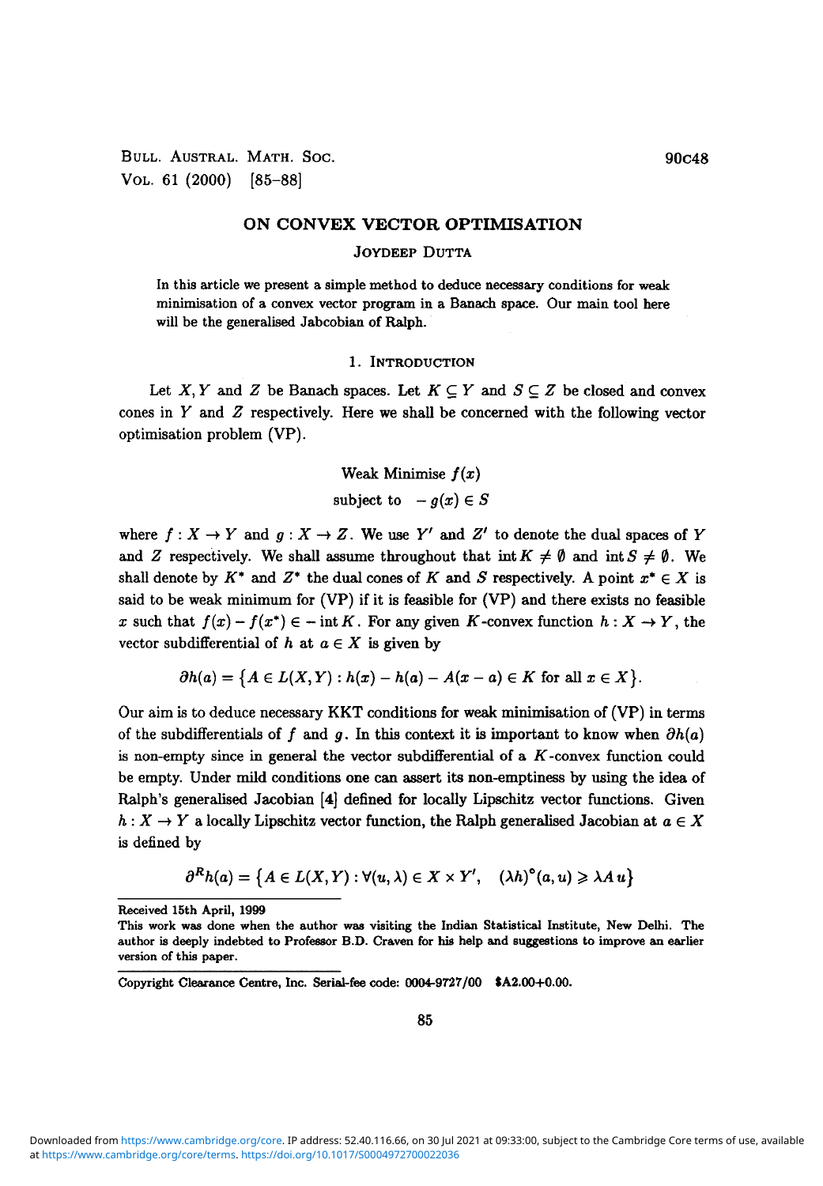# ON CONVEX VECTOR OPTIMISATION

JOYDEEP DUTTA

In this article we present a simple method to deduce necessary conditions for weak minimisation of a convex vector program in a Banach space. Our main tool here will be the generalised Jabcobian of Ralph.

## 1. INTRODUCTION

Let $X, Y$ and $Z$ be Banach spaces. Let $K \subseteq Y$ and $S \subseteq Z$ be closed and convex cones in $Y$ and $Z$ respectively. Here we shall be concerned with the following vector optimisation problem (VP).

$$\text{Weak Minimise } f(x)$$
$$\text{subject to } \quad -g(x) \in S$$

where $f : X \to Y$ and $g : X \to Z$. We use $Y'$ and $Z'$ to denote the dual spaces of $Y$ and $Z$ respectively. We shall assume throughout that $\operatorname{int} K \neq \emptyset$ and $\operatorname{int} S \neq \emptyset$. We shall denote by $K^*$ and $Z^*$ the dual cones of $K$ and $S$ respectively. A point $x^* \in X$ is said to be weak minimum for (VP) if it is feasible for (VP) and there exists no feasible $x$ such that $f(x) - f(x^*) \in -\operatorname{int} K$. For any given $K$-convex function $h : X \to Y$, the vector subdifferential of $h$ at $a \in X$ is given by

$$\partial h(a) = \{A \in L(X, Y) : h(x) - h(a) - A(x - a) \in K \text{ for all } x \in X\}.$$

Our aim is to deduce necessary KKT conditions for weak minimisation of (VP) in terms of the subdifferentials of $f$ and $g$. In this context it is important to know when $\partial h(a)$ is non-empty since in general the vector subdifferential of a $K$-convex function could be empty. Under mild conditions one can assert its non-emptiness by using the idea of Ralph's generalised Jacobian [4] defined for locally Lipschitz vector functions. Given $h : X \to Y$ a locally Lipschitz vector function, the Ralph generalised Jacobian at $a \in X$ is defined by

$$\partial^R h(a) = \{A \in L(X, Y) : \forall (u, \lambda) \in X \times Y', \quad (\lambda h)^\circ (a, u) \geqslant \lambda A\, u\}$$

Received 15th April, 1999

This work was done when the author was visiting the Indian Statistical Institute, New Delhi. The author is deeply indebted to Professor B.D. Craven for his help and suggestions to improve an earlier version of this paper.

Copyright Clearance Centre, Inc. Serial-fee code: 0004-9727/00 $A2.00+0.00.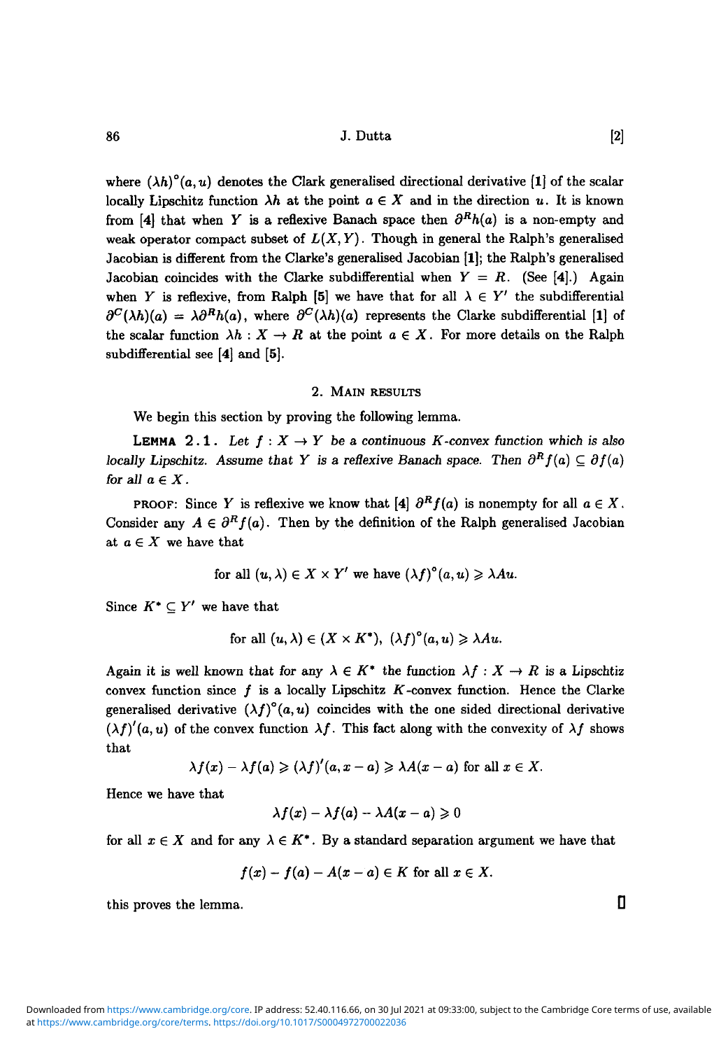where $(\lambda h)^\circ(a, u)$ denotes the Clark generalised directional derivative [1] of the scalar locally Lipschitz function $\lambda h$ at the point $a \in X$ and in the direction $u$. It is known from [4] that when $Y$ is a reflexive Banach space then $\partial^R h(a)$ is a non-empty and weak operator compact subset of $L(X, Y)$. Though in general the Ralph's generalised Jacobian is different from the Clarke's generalised Jacobian [1]; the Ralph's generalised Jacobian coincides with the Clarke subdifferential when $Y = R$. (See [4].) Again when $Y$ is reflexive, from Ralph [5] we have that for all $\lambda \in Y'$ the subdifferential $\partial^C(\lambda h)(a) = \lambda \partial^R h(a)$, where $\partial^C(\lambda h)(a)$ represents the Clarke subdifferential [1] of the scalar function $\lambda h : X \to R$ at the point $a \in X$. For more details on the Ralph subdifferential see [4] and [5].

## 2. Main results

We begin this section by proving the following lemma.

**Lemma 2.1.** *Let $f : X \to Y$ be a continuous $K$-convex function which is also locally Lipschitz. Assume that $Y$ is a reflexive Banach space. Then $\partial^R f(a) \subseteq \partial f(a)$ for all $a \in X$.*

Proof: Since $Y$ is reflexive we know that [4] $\partial^R f(a)$ is nonempty for all $a \in X$. Consider any $A \in \partial^R f(a)$. Then by the definition of the Ralph generalised Jacobian at $a \in X$ we have that

$$\text{for all } (u, \lambda) \in X \times Y' \text{ we have } (\lambda f)^\circ(a, u) \geqslant \lambda A u.$$

Since $K^* \subseteq Y'$ we have that

$$\text{for all } (u, \lambda) \in (X \times K^*),\ (\lambda f)^\circ(a, u) \geqslant \lambda A u.$$

Again it is well known that for any $\lambda \in K^*$ the function $\lambda f : X \to R$ is a Lipschtiz convex function since $f$ is a locally Lipschitz $K$-convex function. Hence the Clarke generalised derivative $(\lambda f)^\circ(a, u)$ coincides with the one sided directional derivative $(\lambda f)'(a, u)$ of the convex function $\lambda f$. This fact along with the convexity of $\lambda f$ shows that

$$\lambda f(x) - \lambda f(a) \geqslant (\lambda f)'(a, x - a) \geqslant \lambda A(x - a) \text{ for all } x \in X.$$

Hence we have that

$$\lambda f(x) - \lambda f(a) - \lambda A(x - a) \geqslant 0$$

for all $x \in X$ and for any $\lambda \in K^*$. By a standard separation argument we have that

$$f(x) - f(a) - A(x - a) \in K \text{ for all } x \in X.$$

this proves the lemma. ∎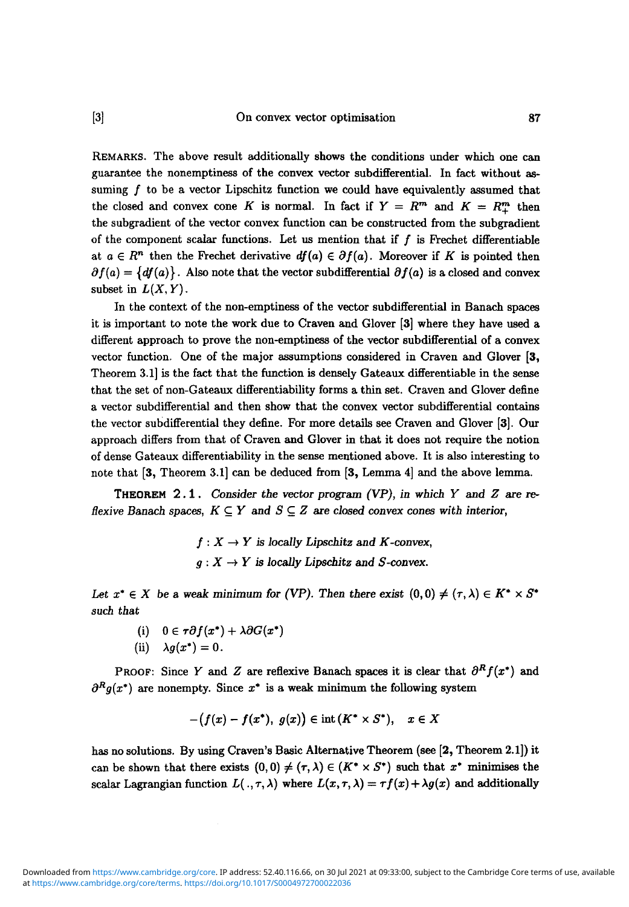REMARKS. The above result additionally shows the conditions under which one can guarantee the nonemptiness of the convex vector subdifferential. In fact without assuming $f$ to be a vector Lipschitz function we could have equivalently assumed that the closed and convex cone $K$ is normal. In fact if $Y = R^m$ and $K = R^m_+$ then the subgradient of the vector convex function can be constructed from the subgradient of the component scalar functions. Let us mention that if $f$ is Frechet differentiable at $a \in R^n$ then the Frechet derivative $df(a) \in \partial f(a)$. Moreover if $K$ is pointed then $\partial f(a) = \{df(a)\}$. Also note that the vector subdifferential $\partial f(a)$ is a closed and convex subset in $L(X, Y)$.

In the context of the non-emptiness of the vector subdifferential in Banach spaces it is important to note the work due to Craven and Glover [3] where they have used a different approach to prove the non-emptiness of the vector subdifferential of a convex vector function. One of the major assumptions considered in Craven and Glover [3, Theorem 3.1] is the fact that the function is densely Gateaux differentiable in the sense that the set of non-Gateaux differentiability forms a thin set. Craven and Glover define a vector subdifferential and then show that the convex vector subdifferential contains the vector subdifferential they define. For more details see Craven and Glover [3]. Our approach differs from that of Craven and Glover in that it does not require the notion of dense Gateaux differentiability in the sense mentioned above. It is also interesting to note that [3, Theorem 3.1] can be deduced from [3, Lemma 4] and the above lemma.

**THEOREM 2.1.** *Consider the vector program (VP), in which $Y$ and $Z$ are reflexive Banach spaces, $K \subseteq Y$ and $S \subseteq Z$ are closed convex cones with interior,*

$$f : X \to Y \text{ is locally Lipschitz and } K\text{-convex,}$$
$$g : X \to Y \text{ is locally Lipschitz and } S\text{-convex.}$$

*Let $x^* \in X$ be a weak minimum for (VP). Then there exist $(0, 0) \neq (\tau, \lambda) \in K^* \times S^*$ such that*

(i) $0 \in \tau \partial f(x^*) + \lambda \partial G(x^*)$

(ii) $\lambda g(x^*) = 0$.

PROOF: Since $Y$ and $Z$ are reflexive Banach spaces it is clear that $\partial^R f(x^*)$ and $\partial^R g(x^*)$ are nonempty. Since $x^*$ is a weak minimum the following system

$$-\big(f(x) - f(x^*),\ g(x)\big) \in \operatorname{int}(K^* \times S^*), \quad x \in X$$

has no solutions. By using Craven's Basic Alternative Theorem (see [2, Theorem 2.1]) it can be shown that there exists $(0, 0) \neq (\tau, \lambda) \in (K^* \times S^*)$ such that $x^*$ minimises the scalar Lagrangian function $L(\,.\,, \tau, \lambda)$ where $L(x, \tau, \lambda) = \tau f(x) + \lambda g(x)$ and additionally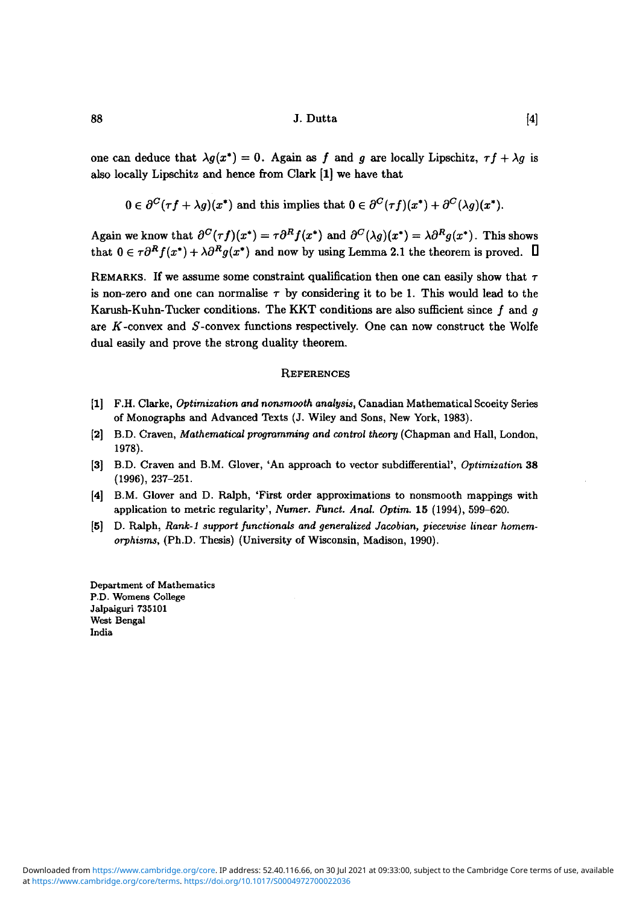one can deduce that $\lambda g(x^*) = 0$. Again as $f$ and $g$ are locally Lipschitz, $\tau f + \lambda g$ is also locally Lipschitz and hence from Clark **[1]** we have that

$$0 \in \partial^C(\tau f + \lambda g)(x^*) \text{ and this implies that } 0 \in \partial^C(\tau f)(x^*) + \partial^C(\lambda g)(x^*).$$

Again we know that $\partial^C(\tau f)(x^*) = \tau \partial^R f(x^*)$ and $\partial^C(\lambda g)(x^*) = \lambda \partial^R g(x^*)$. This shows that $0 \in \tau \partial^R f(x^*) + \lambda \partial^R g(x^*)$ and now by using Lemma 2.1 the theorem is proved. □

REMARKS. If we assume some constraint qualification then one can easily show that $\tau$ is non-zero and one can normalise $\tau$ by considering it to be 1. This would lead to the Karush-Kuhn-Tucker conditions. The KKT conditions are also sufficient since $f$ and $g$ are $K$-convex and $S$-convex functions respectively. One can now construct the Wolfe dual easily and prove the strong duality theorem.

## REFERENCES

[1] F.H. Clarke, *Optimization and nonsmooth analysis*, Canadian Mathematical Scoeity Series of Monographs and Advanced Texts (J. Wiley and Sons, New York, 1983).

[2] B.D. Craven, *Mathematical programming and control theory* (Chapman and Hall, London, 1978).

[3] B.D. Craven and B.M. Glover, 'An approach to vector subdifferential', *Optimization* **38** (1996), 237–251.

[4] B.M. Glover and D. Ralph, 'First order approximations to nonsmooth mappings with application to metric regularity', *Numer. Funct. Anal. Optim.* **15** (1994), 599–620.

[5] D. Ralph, *Rank-1 support functionals and generalized Jacobian, piecewise linear homemorphisms*, (Ph.D. Thesis) (University of Wisconsin, Madison, 1990).

Department of Mathematics
P.D. Womens College
Jalpaiguri 735101
West Bengal
India